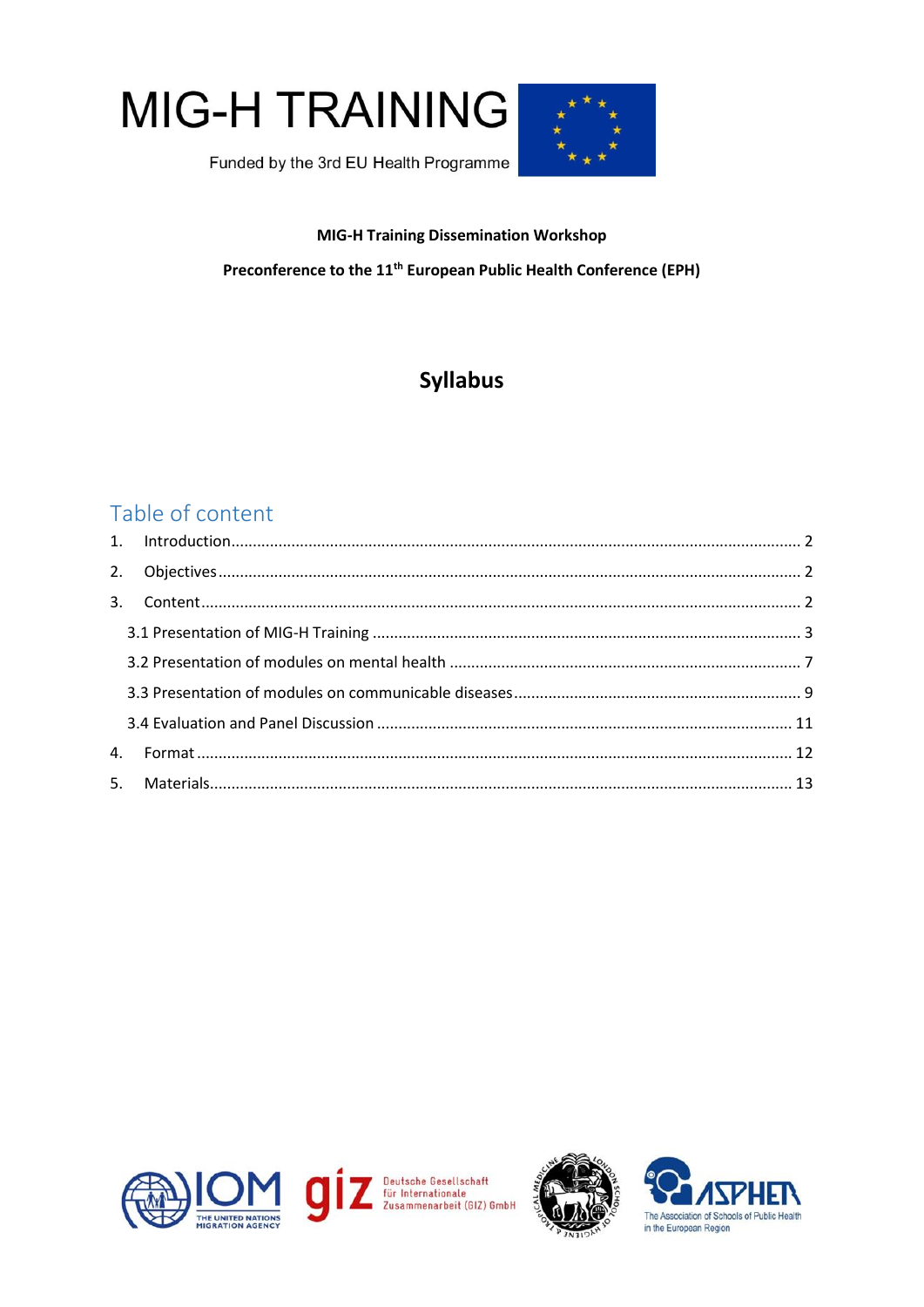# MIG-H TRAINING

Funded by the 3rd EU Health Programme

**MIG-H Training Dissemination Workshop**

**Preconference to the 11th European Public Health Conference (EPH)**

## Syllabus

## Table of content

1. Introduction ........ 2
2. Objectives ........ 2
3. Content ........ 2
   - 3.1 Presentation of MIG-H Training ........ 3
   - 3.2 Presentation of modules on mental health ........ 7
   - 3.3 Presentation of modules on communicable diseases ........ 9
   - 3.4 Evaluation and Panel Discussion ........ 11
4. Format ........ 12
5. Materials ........ 13

IOM THE UNITED NATIONS MIGRATION AGENCY

giz Deutsche Gesellschaft für Internationale Zusammenarbeit (GIZ) GmbH

London School of Hygiene & Tropical Medicine

ASPHER The Association of Schools of Public Health in the European Region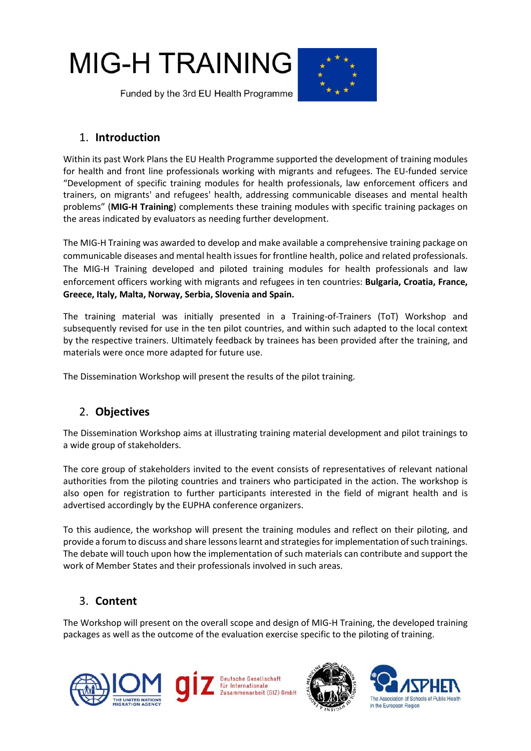# MIG-H TRAINING

Funded by the 3rd EU Health Programme

## 1. Introduction

Within its past Work Plans the EU Health Programme supported the development of training modules for health and front line professionals working with migrants and refugees. The EU-funded service "Development of specific training modules for health professionals, law enforcement officers and trainers, on migrants' and refugees' health, addressing communicable diseases and mental health problems" (**MIG-H Training**) complements these training modules with specific training packages on the areas indicated by evaluators as needing further development.

The MIG-H Training was awarded to develop and make available a comprehensive training package on communicable diseases and mental health issues for frontline health, police and related professionals. The MIG-H Training developed and piloted training modules for health professionals and law enforcement officers working with migrants and refugees in ten countries: **Bulgaria, Croatia, France, Greece, Italy, Malta, Norway, Serbia, Slovenia and Spain.**

The training material was initially presented in a Training-of-Trainers (ToT) Workshop and subsequently revised for use in the ten pilot countries, and within such adapted to the local context by the respective trainers. Ultimately feedback by trainees has been provided after the training, and materials were once more adapted for future use.

The Dissemination Workshop will present the results of the pilot training.

## 2. Objectives

The Dissemination Workshop aims at illustrating training material development and pilot trainings to a wide group of stakeholders.

The core group of stakeholders invited to the event consists of representatives of relevant national authorities from the piloting countries and trainers who participated in the action. The workshop is also open for registration to further participants interested in the field of migrant health and is advertised accordingly by the EUPHA conference organizers.

To this audience, the workshop will present the training modules and reflect on their piloting, and provide a forum to discuss and share lessons learnt and strategies for implementation of such trainings. The debate will touch upon how the implementation of such materials can contribute and support the work of Member States and their professionals involved in such areas.

## 3. Content

The Workshop will present on the overall scope and design of MIG-H Training, the developed training packages as well as the outcome of the evaluation exercise specific to the piloting of training.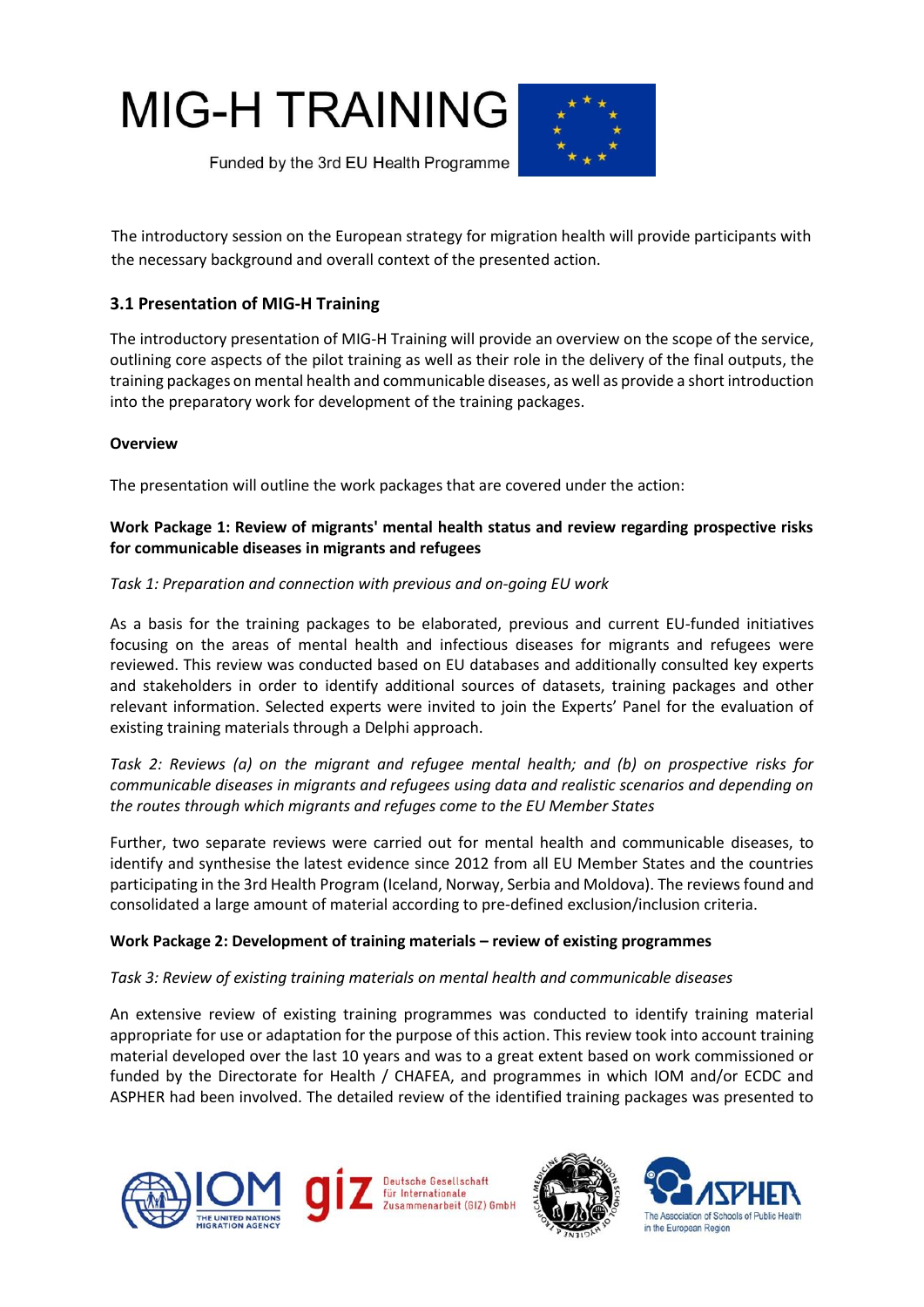The introductory session on the European strategy for migration health will provide participants with the necessary background and overall context of the presented action.

### 3.1 Presentation of MIG-H Training

The introductory presentation of MIG-H Training will provide an overview on the scope of the service, outlining core aspects of the pilot training as well as their role in the delivery of the final outputs, the training packages on mental health and communicable diseases, as well as provide a short introduction into the preparatory work for development of the training packages.

**Overview**

The presentation will outline the work packages that are covered under the action:

**Work Package 1: Review of migrants' mental health status and review regarding prospective risks for communicable diseases in migrants and refugees**

*Task 1: Preparation and connection with previous and on-going EU work*

As a basis for the training packages to be elaborated, previous and current EU-funded initiatives focusing on the areas of mental health and infectious diseases for migrants and refugees were reviewed. This review was conducted based on EU databases and additionally consulted key experts and stakeholders in order to identify additional sources of datasets, training packages and other relevant information. Selected experts were invited to join the Experts' Panel for the evaluation of existing training materials through a Delphi approach.

*Task 2: Reviews (a) on the migrant and refugee mental health; and (b) on prospective risks for communicable diseases in migrants and refugees using data and realistic scenarios and depending on the routes through which migrants and refuges come to the EU Member States*

Further, two separate reviews were carried out for mental health and communicable diseases, to identify and synthesise the latest evidence since 2012 from all EU Member States and the countries participating in the 3rd Health Program (Iceland, Norway, Serbia and Moldova). The reviews found and consolidated a large amount of material according to pre-defined exclusion/inclusion criteria.

**Work Package 2: Development of training materials – review of existing programmes**

*Task 3: Review of existing training materials on mental health and communicable diseases*

An extensive review of existing training programmes was conducted to identify training material appropriate for use or adaptation for the purpose of this action. This review took into account training material developed over the last 10 years and was to a great extent based on work commissioned or funded by the Directorate for Health / CHAFEA, and programmes in which IOM and/or ECDC and ASPHER had been involved. The detailed review of the identified training packages was presented to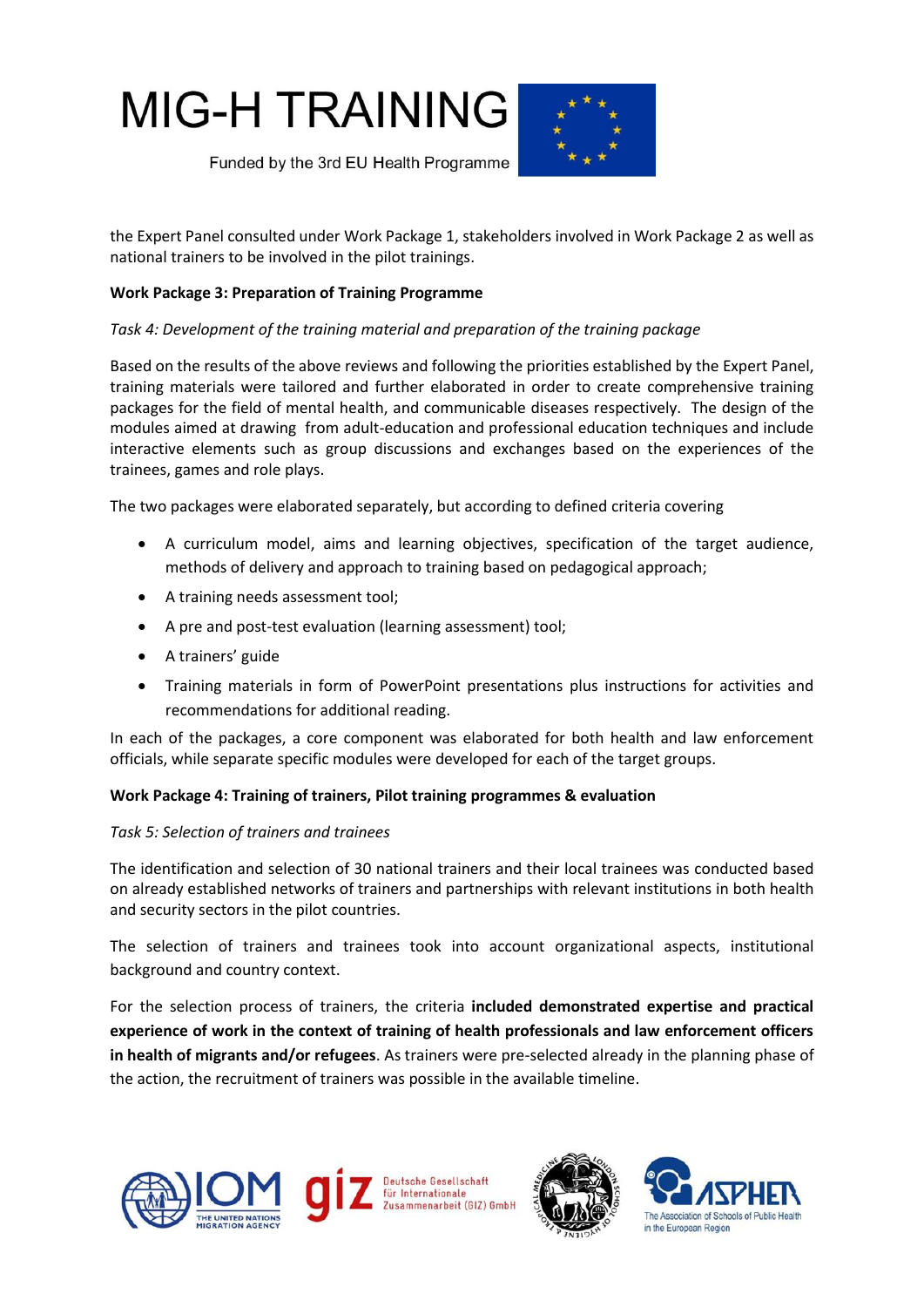the Expert Panel consulted under Work Package 1, stakeholders involved in Work Package 2 as well as national trainers to be involved in the pilot trainings.

**Work Package 3: Preparation of Training Programme**

*Task 4: Development of the training material and preparation of the training package*

Based on the results of the above reviews and following the priorities established by the Expert Panel, training materials were tailored and further elaborated in order to create comprehensive training packages for the field of mental health, and communicable diseases respectively. The design of the modules aimed at drawing from adult-education and professional education techniques and include interactive elements such as group discussions and exchanges based on the experiences of the trainees, games and role plays.

The two packages were elaborated separately, but according to defined criteria covering

- A curriculum model, aims and learning objectives, specification of the target audience, methods of delivery and approach to training based on pedagogical approach;
- A training needs assessment tool;
- A pre and post-test evaluation (learning assessment) tool;
- A trainers' guide
- Training materials in form of PowerPoint presentations plus instructions for activities and recommendations for additional reading.

In each of the packages, a core component was elaborated for both health and law enforcement officials, while separate specific modules were developed for each of the target groups.

**Work Package 4: Training of trainers, Pilot training programmes & evaluation**

*Task 5: Selection of trainers and trainees*

The identification and selection of 30 national trainers and their local trainees was conducted based on already established networks of trainers and partnerships with relevant institutions in both health and security sectors in the pilot countries.

The selection of trainers and trainees took into account organizational aspects, institutional background and country context.

For the selection process of trainers, the criteria **included demonstrated expertise and practical experience of work in the context of training of health professionals and law enforcement officers in health of migrants and/or refugees**. As trainers were pre-selected already in the planning phase of the action, the recruitment of trainers was possible in the available timeline.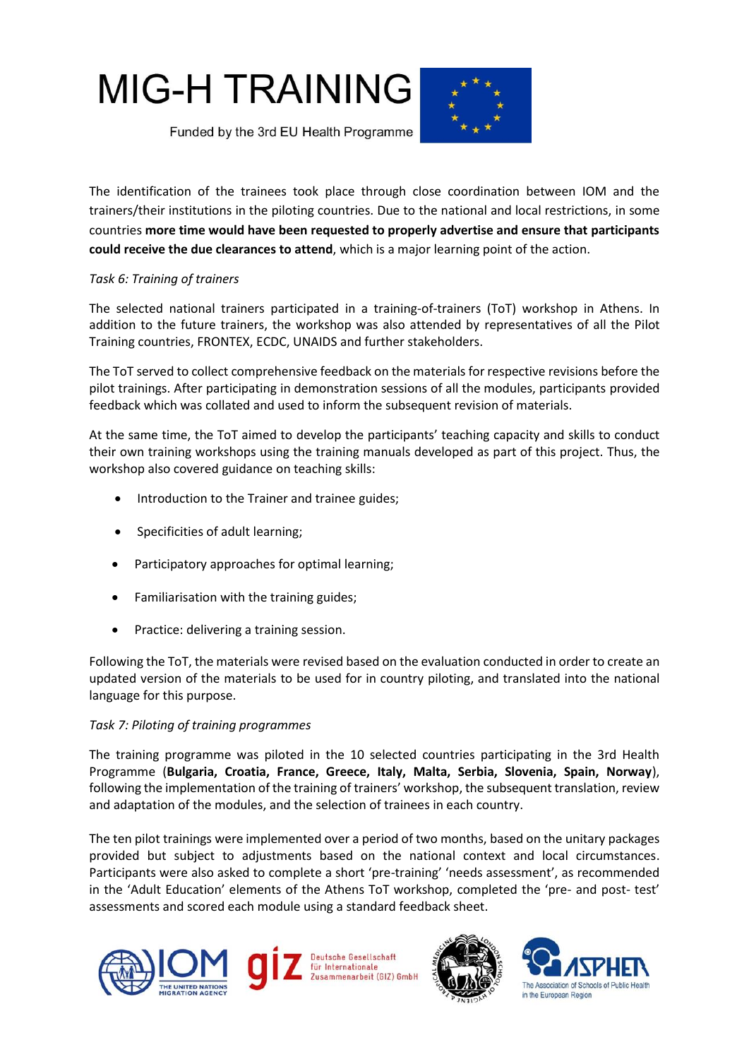The identification of the trainees took place through close coordination between IOM and the trainers/their institutions in the piloting countries. Due to the national and local restrictions, in some countries **more time would have been requested to properly advertise and ensure that participants could receive the due clearances to attend**, which is a major learning point of the action.

*Task 6: Training of trainers*

The selected national trainers participated in a training-of-trainers (ToT) workshop in Athens. In addition to the future trainers, the workshop was also attended by representatives of all the Pilot Training countries, FRONTEX, ECDC, UNAIDS and further stakeholders.

The ToT served to collect comprehensive feedback on the materials for respective revisions before the pilot trainings. After participating in demonstration sessions of all the modules, participants provided feedback which was collated and used to inform the subsequent revision of materials.

At the same time, the ToT aimed to develop the participants' teaching capacity and skills to conduct their own training workshops using the training manuals developed as part of this project. Thus, the workshop also covered guidance on teaching skills:

- Introduction to the Trainer and trainee guides;
- Specificities of adult learning;
- Participatory approaches for optimal learning;
- Familiarisation with the training guides;
- Practice: delivering a training session.

Following the ToT, the materials were revised based on the evaluation conducted in order to create an updated version of the materials to be used for in country piloting, and translated into the national language for this purpose.

*Task 7: Piloting of training programmes*

The training programme was piloted in the 10 selected countries participating in the 3rd Health Programme (**Bulgaria, Croatia, France, Greece, Italy, Malta, Serbia, Slovenia, Spain, Norway**), following the implementation of the training of trainers' workshop, the subsequent translation, review and adaptation of the modules, and the selection of trainees in each country.

The ten pilot trainings were implemented over a period of two months, based on the unitary packages provided but subject to adjustments based on the national context and local circumstances. Participants were also asked to complete a short 'pre-training' 'needs assessment', as recommended in the 'Adult Education' elements of the Athens ToT workshop, completed the 'pre- and post- test' assessments and scored each module using a standard feedback sheet.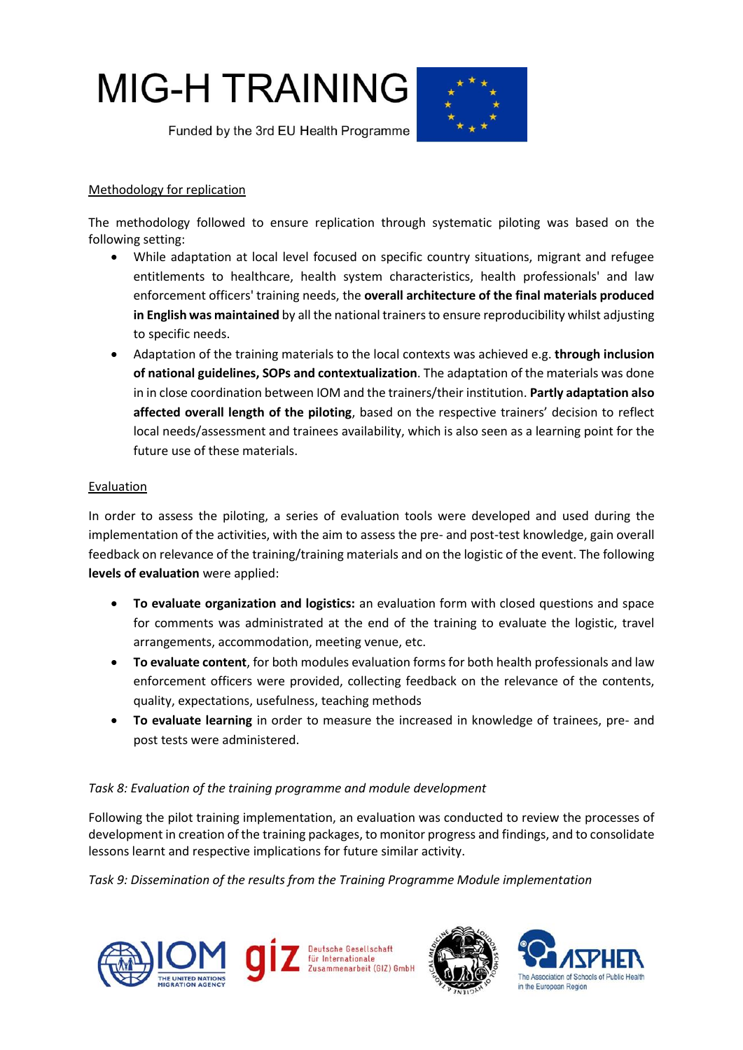Methodology for replication

The methodology followed to ensure replication through systematic piloting was based on the following setting:

- While adaptation at local level focused on specific country situations, migrant and refugee entitlements to healthcare, health system characteristics, health professionals' and law enforcement officers' training needs, the **overall architecture of the final materials produced in English was maintained** by all the national trainers to ensure reproducibility whilst adjusting to specific needs.
- Adaptation of the training materials to the local contexts was achieved e.g. **through inclusion of national guidelines, SOPs and contextualization**. The adaptation of the materials was done in in close coordination between IOM and the trainers/their institution. **Partly adaptation also affected overall length of the piloting**, based on the respective trainers' decision to reflect local needs/assessment and trainees availability, which is also seen as a learning point for the future use of these materials.

Evaluation

In order to assess the piloting, a series of evaluation tools were developed and used during the implementation of the activities, with the aim to assess the pre- and post-test knowledge, gain overall feedback on relevance of the training/training materials and on the logistic of the event. The following **levels of evaluation** were applied:

- **To evaluate organization and logistics:** an evaluation form with closed questions and space for comments was administrated at the end of the training to evaluate the logistic, travel arrangements, accommodation, meeting venue, etc.
- **To evaluate content**, for both modules evaluation forms for both health professionals and law enforcement officers were provided, collecting feedback on the relevance of the contents, quality, expectations, usefulness, teaching methods
- **To evaluate learning** in order to measure the increased in knowledge of trainees, pre- and post tests were administered.

*Task 8: Evaluation of the training programme and module development*

Following the pilot training implementation, an evaluation was conducted to review the processes of development in creation of the training packages, to monitor progress and findings, and to consolidate lessons learnt and respective implications for future similar activity.

*Task 9: Dissemination of the results from the Training Programme Module implementation*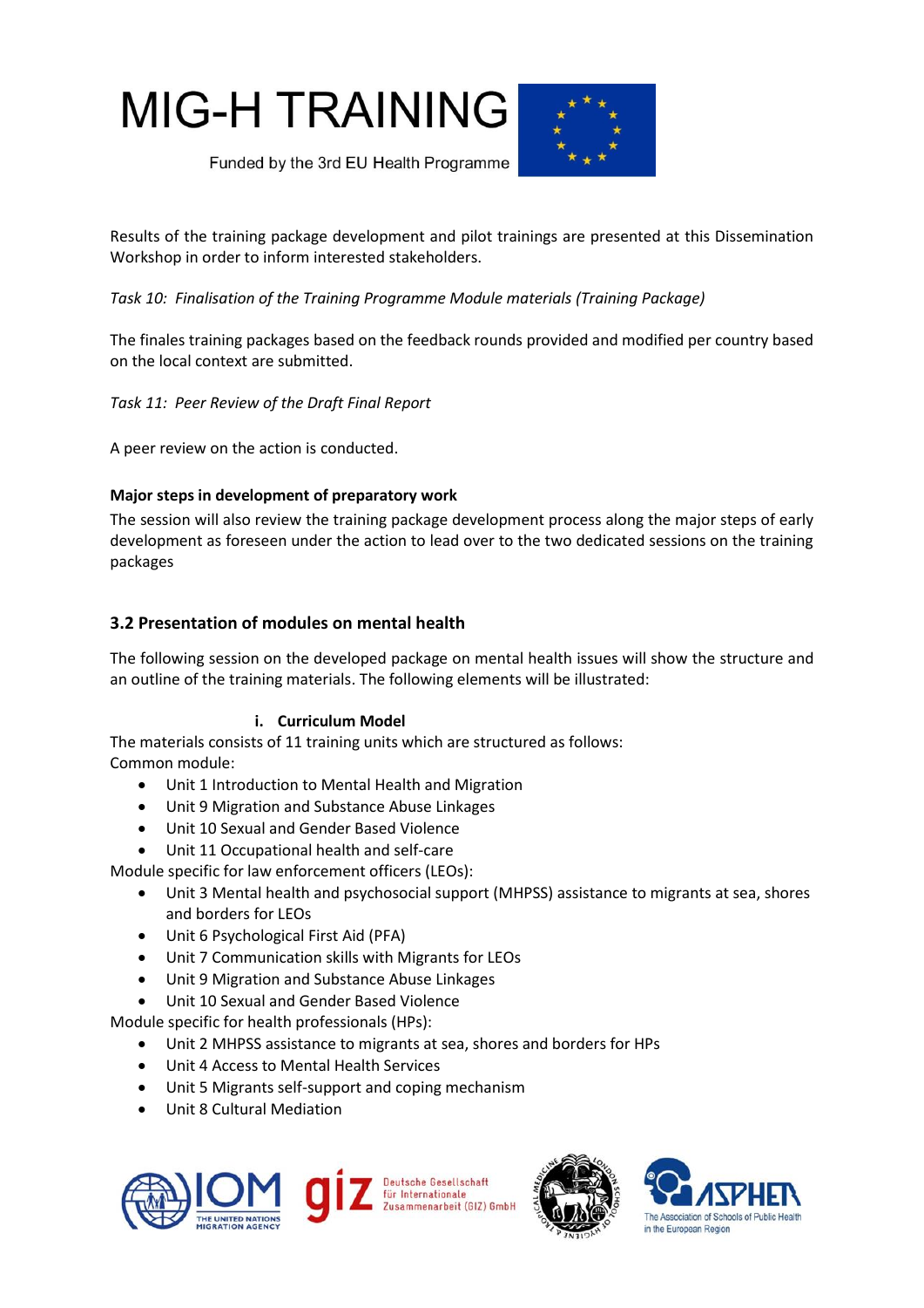Results of the training package development and pilot trainings are presented at this Dissemination Workshop in order to inform interested stakeholders.

*Task 10: Finalisation of the Training Programme Module materials (Training Package)*

The finales training packages based on the feedback rounds provided and modified per country based on the local context are submitted.

*Task 11: Peer Review of the Draft Final Report*

A peer review on the action is conducted.

**Major steps in development of preparatory work**

The session will also review the training package development process along the major steps of early development as foreseen under the action to lead over to the two dedicated sessions on the training packages

### 3.2 Presentation of modules on mental health

The following session on the developed package on mental health issues will show the structure and an outline of the training materials. The following elements will be illustrated:

**i. Curriculum Model**

The materials consists of 11 training units which are structured as follows:
Common module:

- Unit 1 Introduction to Mental Health and Migration
- Unit 9 Migration and Substance Abuse Linkages
- Unit 10 Sexual and Gender Based Violence
- Unit 11 Occupational health and self-care

Module specific for law enforcement officers (LEOs):

- Unit 3 Mental health and psychosocial support (MHPSS) assistance to migrants at sea, shores and borders for LEOs
- Unit 6 Psychological First Aid (PFA)
- Unit 7 Communication skills with Migrants for LEOs
- Unit 9 Migration and Substance Abuse Linkages
- Unit 10 Sexual and Gender Based Violence

Module specific for health professionals (HPs):

- Unit 2 MHPSS assistance to migrants at sea, shores and borders for HPs
- Unit 4 Access to Mental Health Services
- Unit 5 Migrants self-support and coping mechanism
- Unit 8 Cultural Mediation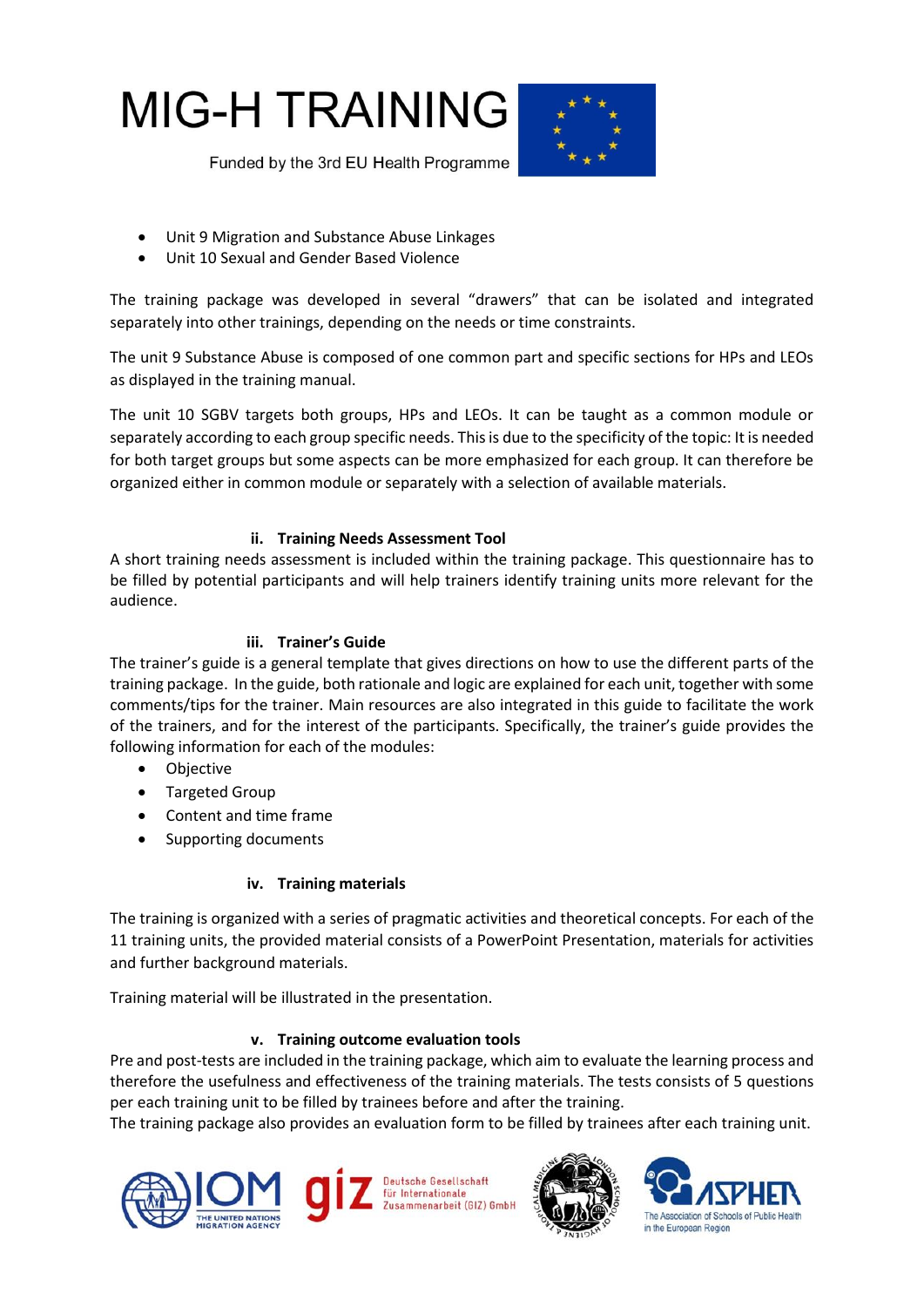- Unit 9 Migration and Substance Abuse Linkages
- Unit 10 Sexual and Gender Based Violence

The training package was developed in several "drawers" that can be isolated and integrated separately into other trainings, depending on the needs or time constraints.

The unit 9 Substance Abuse is composed of one common part and specific sections for HPs and LEOs as displayed in the training manual.

The unit 10 SGBV targets both groups, HPs and LEOs. It can be taught as a common module or separately according to each group specific needs. This is due to the specificity of the topic: It is needed for both target groups but some aspects can be more emphasized for each group. It can therefore be organized either in common module or separately with a selection of available materials.

### ii. Training Needs Assessment Tool

A short training needs assessment is included within the training package. This questionnaire has to be filled by potential participants and will help trainers identify training units more relevant for the audience.

### iii. Trainer's Guide

The trainer's guide is a general template that gives directions on how to use the different parts of the training package. In the guide, both rationale and logic are explained for each unit, together with some comments/tips for the trainer. Main resources are also integrated in this guide to facilitate the work of the trainers, and for the interest of the participants. Specifically, the trainer's guide provides the following information for each of the modules:

- Objective
- Targeted Group
- Content and time frame
- Supporting documents

### iv. Training materials

The training is organized with a series of pragmatic activities and theoretical concepts. For each of the 11 training units, the provided material consists of a PowerPoint Presentation, materials for activities and further background materials.

Training material will be illustrated in the presentation.

### v. Training outcome evaluation tools

Pre and post-tests are included in the training package, which aim to evaluate the learning process and therefore the usefulness and effectiveness of the training materials. The tests consists of 5 questions per each training unit to be filled by trainees before and after the training.
The training package also provides an evaluation form to be filled by trainees after each training unit.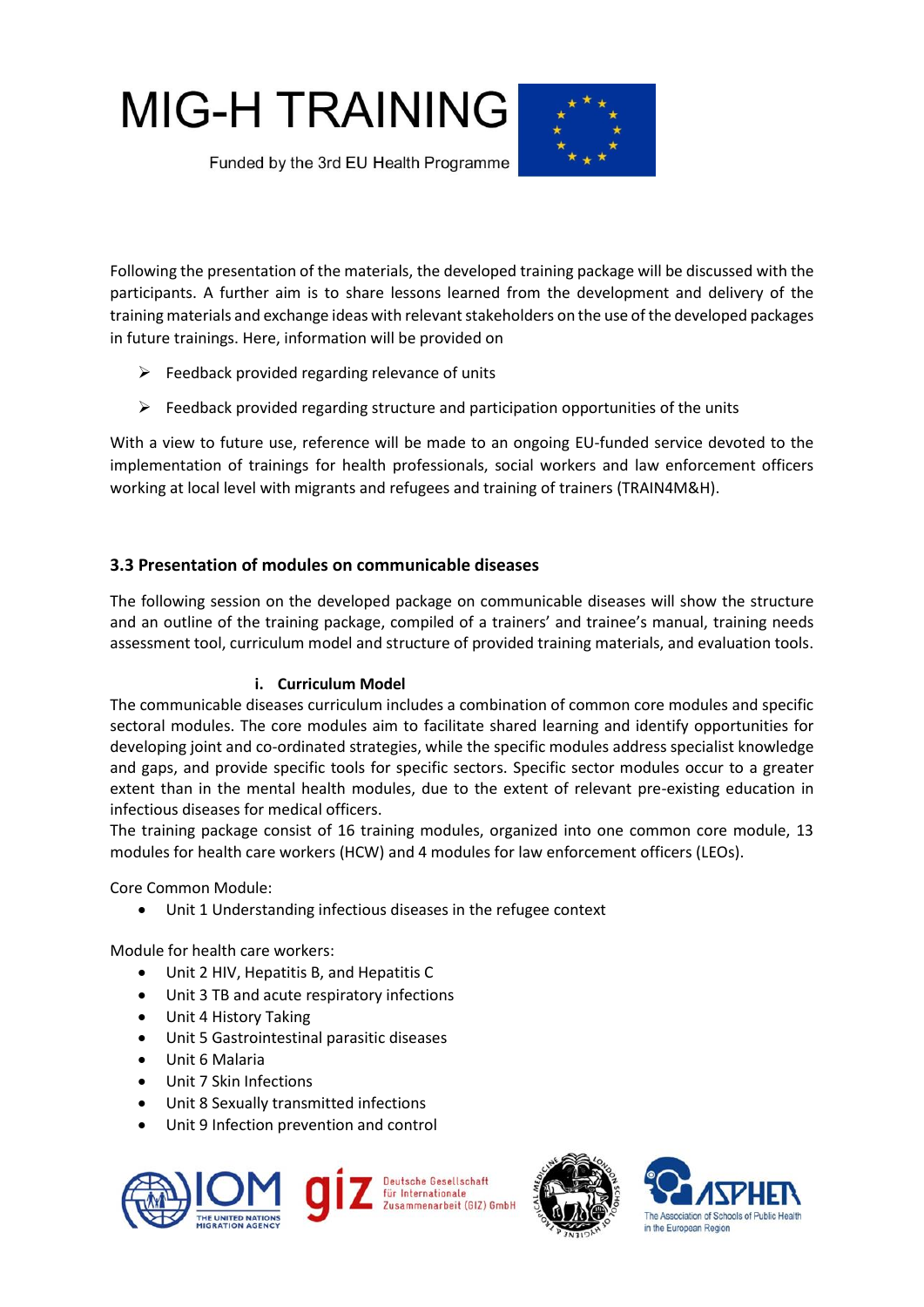Following the presentation of the materials, the developed training package will be discussed with the participants. A further aim is to share lessons learned from the development and delivery of the training materials and exchange ideas with relevant stakeholders on the use of the developed packages in future trainings. Here, information will be provided on

- Feedback provided regarding relevance of units
- Feedback provided regarding structure and participation opportunities of the units

With a view to future use, reference will be made to an ongoing EU-funded service devoted to the implementation of trainings for health professionals, social workers and law enforcement officers working at local level with migrants and refugees and training of trainers (TRAIN4M&H).

### 3.3 Presentation of modules on communicable diseases

The following session on the developed package on communicable diseases will show the structure and an outline of the training package, compiled of a trainers' and trainee's manual, training needs assessment tool, curriculum model and structure of provided training materials, and evaluation tools.

#### i. Curriculum Model

The communicable diseases curriculum includes a combination of common core modules and specific sectoral modules. The core modules aim to facilitate shared learning and identify opportunities for developing joint and co-ordinated strategies, while the specific modules address specialist knowledge and gaps, and provide specific tools for specific sectors. Specific sector modules occur to a greater extent than in the mental health modules, due to the extent of relevant pre-existing education in infectious diseases for medical officers.

The training package consist of 16 training modules, organized into one common core module, 13 modules for health care workers (HCW) and 4 modules for law enforcement officers (LEOs).

Core Common Module:

- Unit 1 Understanding infectious diseases in the refugee context

Module for health care workers:

- Unit 2 HIV, Hepatitis B, and Hepatitis C
- Unit 3 TB and acute respiratory infections
- Unit 4 History Taking
- Unit 5 Gastrointestinal parasitic diseases
- Unit 6 Malaria
- Unit 7 Skin Infections
- Unit 8 Sexually transmitted infections
- Unit 9 Infection prevention and control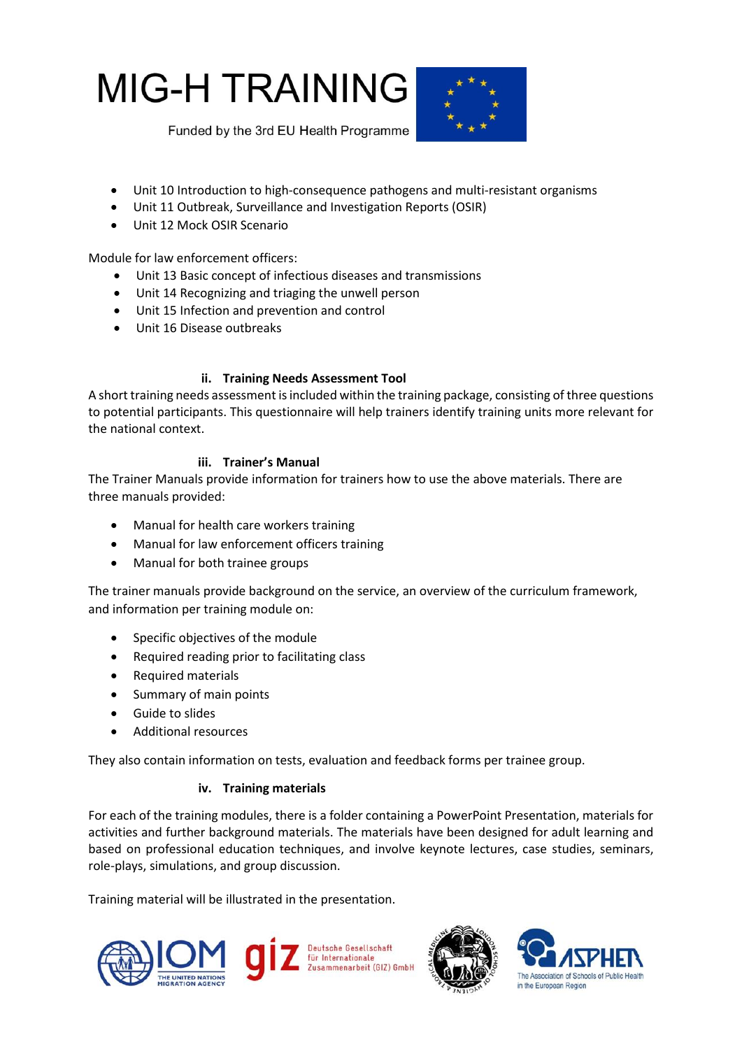- Unit 10 Introduction to high-consequence pathogens and multi-resistant organisms
- Unit 11 Outbreak, Surveillance and Investigation Reports (OSIR)
- Unit 12 Mock OSIR Scenario

Module for law enforcement officers:

- Unit 13 Basic concept of infectious diseases and transmissions
- Unit 14 Recognizing and triaging the unwell person
- Unit 15 Infection and prevention and control
- Unit 16 Disease outbreaks

### ii. Training Needs Assessment Tool

A short training needs assessment is included within the training package, consisting of three questions to potential participants. This questionnaire will help trainers identify training units more relevant for the national context.

### iii. Trainer's Manual

The Trainer Manuals provide information for trainers how to use the above materials. There are three manuals provided:

- Manual for health care workers training
- Manual for law enforcement officers training
- Manual for both trainee groups

The trainer manuals provide background on the service, an overview of the curriculum framework, and information per training module on:

- Specific objectives of the module
- Required reading prior to facilitating class
- Required materials
- Summary of main points
- Guide to slides
- Additional resources

They also contain information on tests, evaluation and feedback forms per trainee group.

### iv. Training materials

For each of the training modules, there is a folder containing a PowerPoint Presentation, materials for activities and further background materials. The materials have been designed for adult learning and based on professional education techniques, and involve keynote lectures, case studies, seminars, role-plays, simulations, and group discussion.

Training material will be illustrated in the presentation.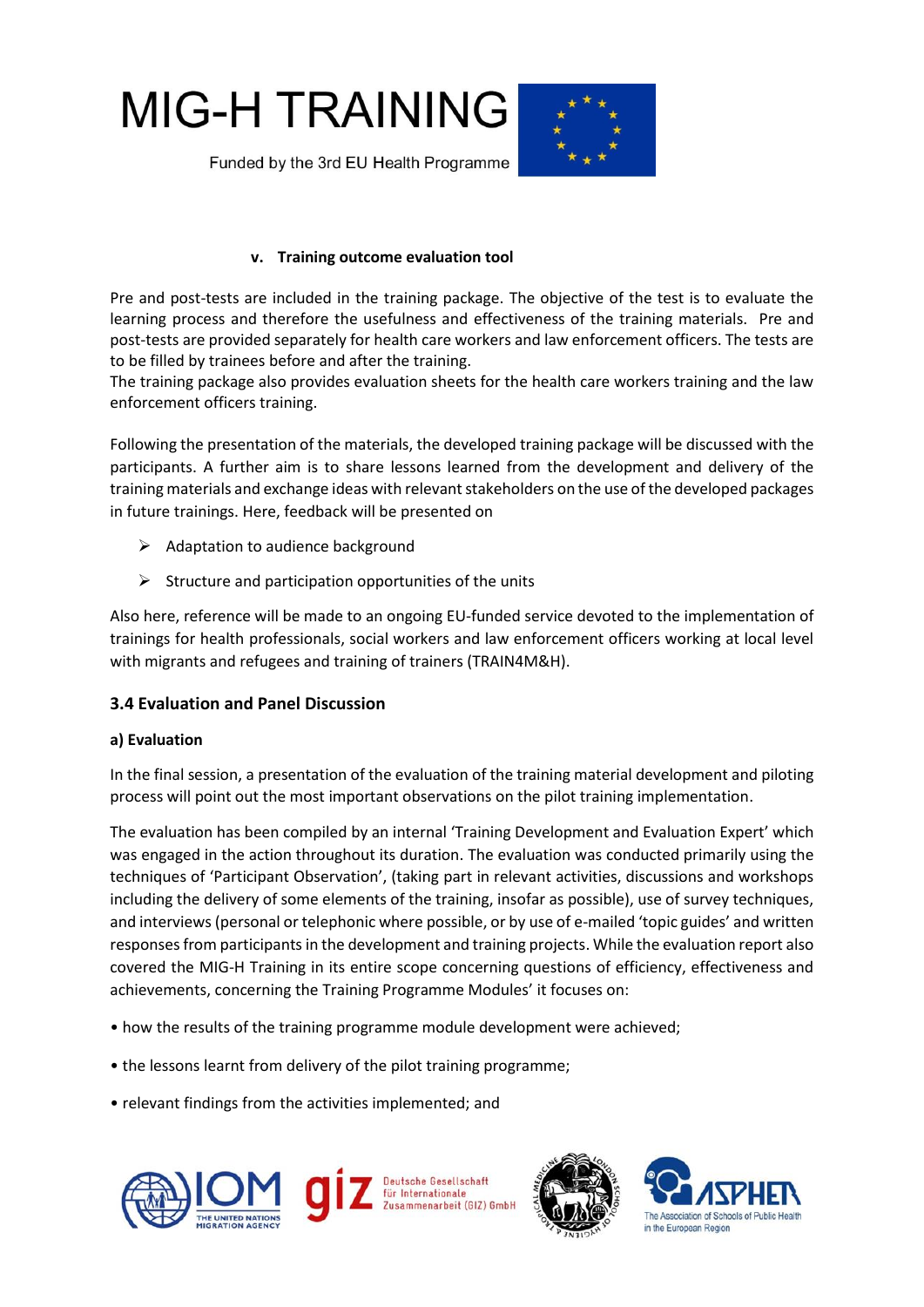#### v. Training outcome evaluation tool

Pre and post-tests are included in the training package. The objective of the test is to evaluate the learning process and therefore the usefulness and effectiveness of the training materials. Pre and post-tests are provided separately for health care workers and law enforcement officers. The tests are to be filled by trainees before and after the training.
The training package also provides evaluation sheets for the health care workers training and the law enforcement officers training.

Following the presentation of the materials, the developed training package will be discussed with the participants. A further aim is to share lessons learned from the development and delivery of the training materials and exchange ideas with relevant stakeholders on the use of the developed packages in future trainings. Here, feedback will be presented on

- Adaptation to audience background
- Structure and participation opportunities of the units

Also here, reference will be made to an ongoing EU-funded service devoted to the implementation of trainings for health professionals, social workers and law enforcement officers working at local level with migrants and refugees and training of trainers (TRAIN4M&H).

### 3.4 Evaluation and Panel Discussion

**a) Evaluation**

In the final session, a presentation of the evaluation of the training material development and piloting process will point out the most important observations on the pilot training implementation.

The evaluation has been compiled by an internal 'Training Development and Evaluation Expert' which was engaged in the action throughout its duration. The evaluation was conducted primarily using the techniques of 'Participant Observation', (taking part in relevant activities, discussions and workshops including the delivery of some elements of the training, insofar as possible), use of survey techniques, and interviews (personal or telephonic where possible, or by use of e-mailed 'topic guides' and written responses from participants in the development and training projects. While the evaluation report also covered the MIG-H Training in its entire scope concerning questions of efficiency, effectiveness and achievements, concerning the Training Programme Modules' it focuses on:

- how the results of the training programme module development were achieved;
- the lessons learnt from delivery of the pilot training programme;
- relevant findings from the activities implemented; and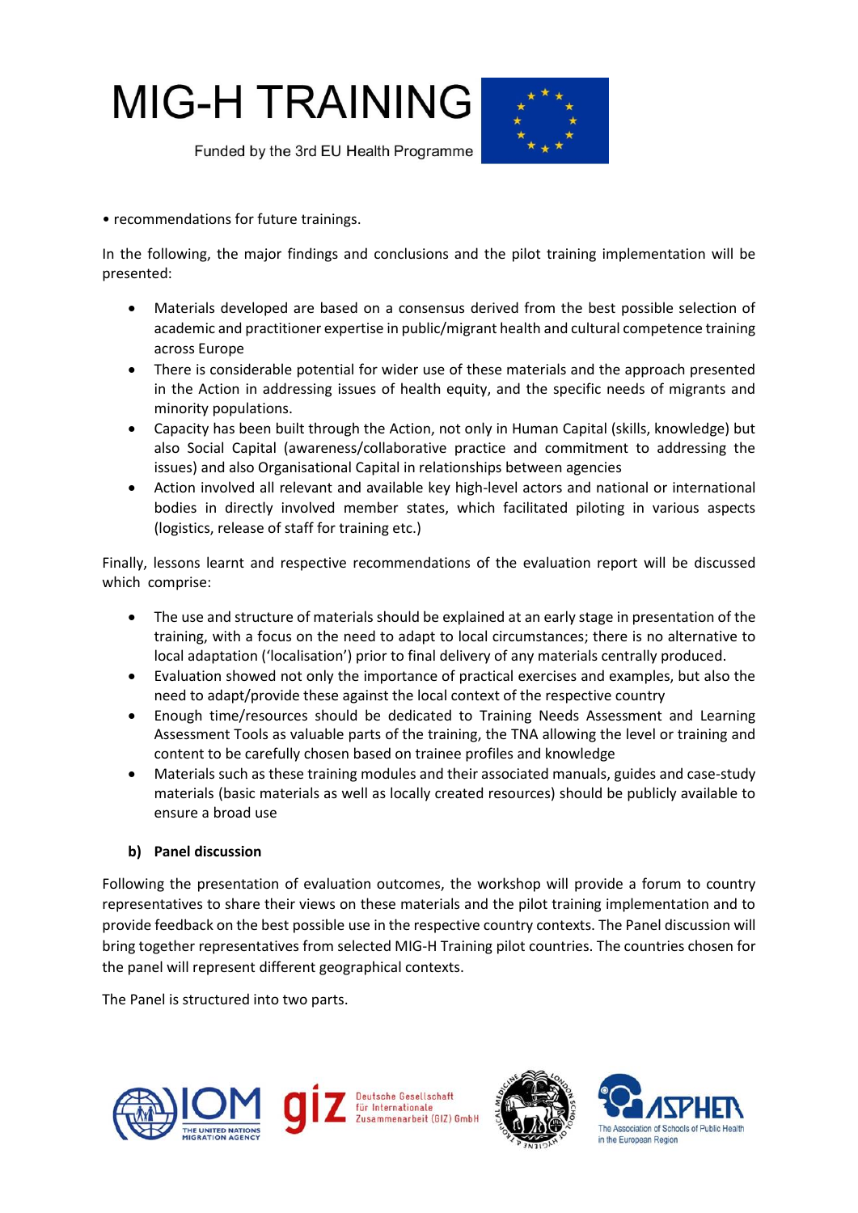- recommendations for future trainings.

In the following, the major findings and conclusions and the pilot training implementation will be presented:

- Materials developed are based on a consensus derived from the best possible selection of academic and practitioner expertise in public/migrant health and cultural competence training across Europe
- There is considerable potential for wider use of these materials and the approach presented in the Action in addressing issues of health equity, and the specific needs of migrants and minority populations.
- Capacity has been built through the Action, not only in Human Capital (skills, knowledge) but also Social Capital (awareness/collaborative practice and commitment to addressing the issues) and also Organisational Capital in relationships between agencies
- Action involved all relevant and available key high-level actors and national or international bodies in directly involved member states, which facilitated piloting in various aspects (logistics, release of staff for training etc.)

Finally, lessons learnt and respective recommendations of the evaluation report will be discussed which comprise:

- The use and structure of materials should be explained at an early stage in presentation of the training, with a focus on the need to adapt to local circumstances; there is no alternative to local adaptation ('localisation') prior to final delivery of any materials centrally produced.
- Evaluation showed not only the importance of practical exercises and examples, but also the need to adapt/provide these against the local context of the respective country
- Enough time/resources should be dedicated to Training Needs Assessment and Learning Assessment Tools as valuable parts of the training, the TNA allowing the level or training and content to be carefully chosen based on trainee profiles and knowledge
- Materials such as these training modules and their associated manuals, guides and case-study materials (basic materials as well as locally created resources) should be publicly available to ensure a broad use

### b) Panel discussion

Following the presentation of evaluation outcomes, the workshop will provide a forum to country representatives to share their views on these materials and the pilot training implementation and to provide feedback on the best possible use in the respective country contexts. The Panel discussion will bring together representatives from selected MIG-H Training pilot countries. The countries chosen for the panel will represent different geographical contexts.

The Panel is structured into two parts.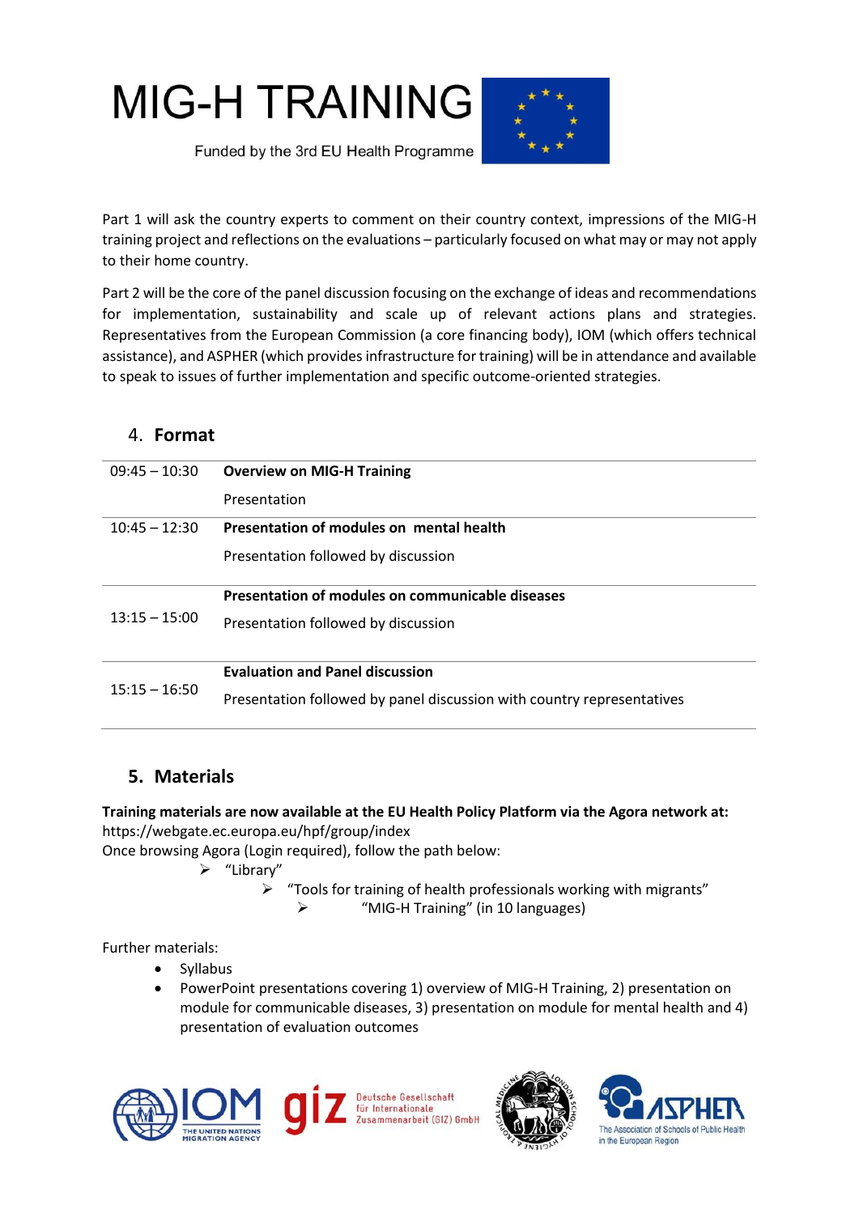Part 1 will ask the country experts to comment on their country context, impressions of the MIG-H training project and reflections on the evaluations – particularly focused on what may or may not apply to their home country.

Part 2 will be the core of the panel discussion focusing on the exchange of ideas and recommendations for implementation, sustainability and scale up of relevant actions plans and strategies. Representatives from the European Commission (a core financing body), IOM (which offers technical assistance), and ASPHER (which provides infrastructure for training) will be in attendance and available to speak to issues of further implementation and specific outcome-oriented strategies.

## 4. Format

| | |
|---|---|
| 09:45 – 10:30 | **Overview on MIG-H Training**<br>Presentation |
| 10:45 – 12:30 | **Presentation of modules on mental health**<br>Presentation followed by discussion |
| 13:15 – 15:00 | **Presentation of modules on communicable diseases**<br>Presentation followed by discussion |
| 15:15 – 16:50 | **Evaluation and Panel discussion**<br>Presentation followed by panel discussion with country representatives |

## 5. Materials

**Training materials are now available at the EU Health Policy Platform via the Agora network at:**
https://webgate.ec.europa.eu/hpf/group/index
Once browsing Agora (Login required), follow the path below:

- "Library"
  - "Tools for training of health professionals working with migrants"
    - "MIG-H Training" (in 10 languages)

Further materials:

- Syllabus
- PowerPoint presentations covering 1) overview of MIG-H Training, 2) presentation on module for communicable diseases, 3) presentation on module for mental health and 4) presentation of evaluation outcomes